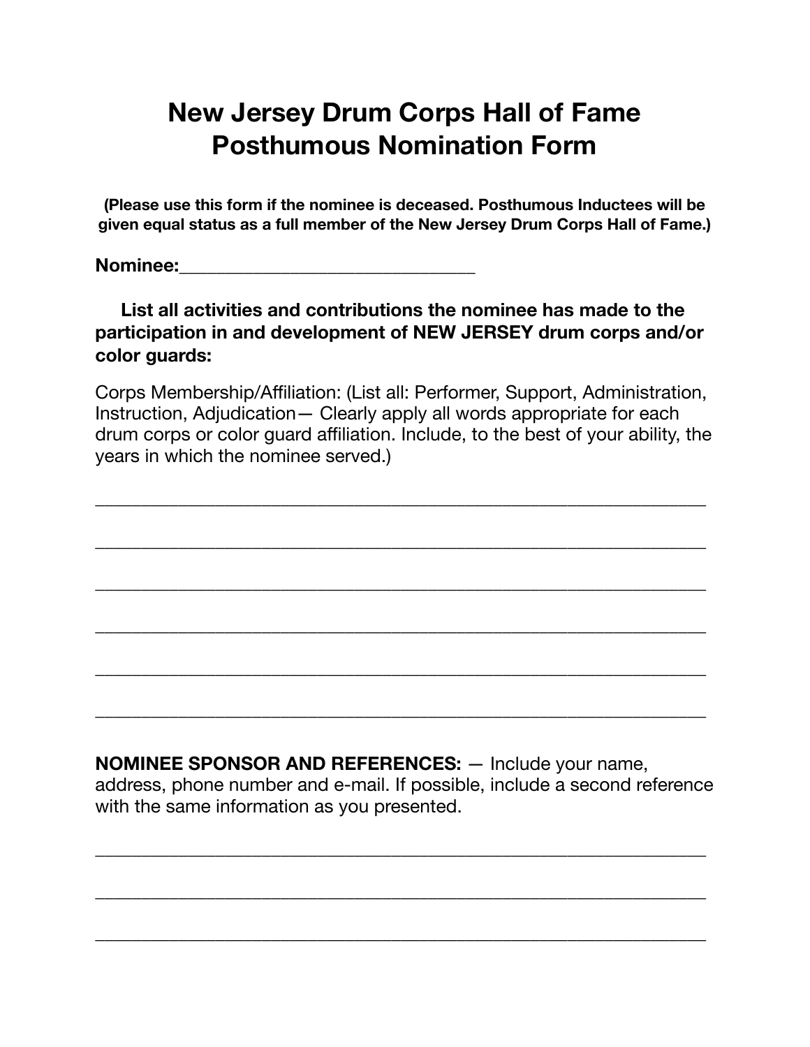# New Jersey Drum Corps Hall of Fame
# Posthumous Nomination Form

**(Please use this form if the nominee is deceased. Posthumous Inductees will be given equal status as a full member of the New Jersey Drum Corps Hall of Fame.)**

**Nominee:**_______________________________

**List all activities and contributions the nominee has made to the participation in and development of NEW JERSEY drum corps and/or color guards:**

Corps Membership/Affiliation: (List all: Performer, Support, Administration, Instruction, Adjudication— Clearly apply all words appropriate for each drum corps or color guard affiliation. Include, to the best of your ability, the years in which the nominee served.)

_________________________________________________________________

_________________________________________________________________

_________________________________________________________________

_________________________________________________________________

_________________________________________________________________

_________________________________________________________________

**NOMINEE SPONSOR AND REFERENCES:** — Include your name, address, phone number and e-mail. If possible, include a second reference with the same information as you presented.

_________________________________________________________________

_________________________________________________________________

_________________________________________________________________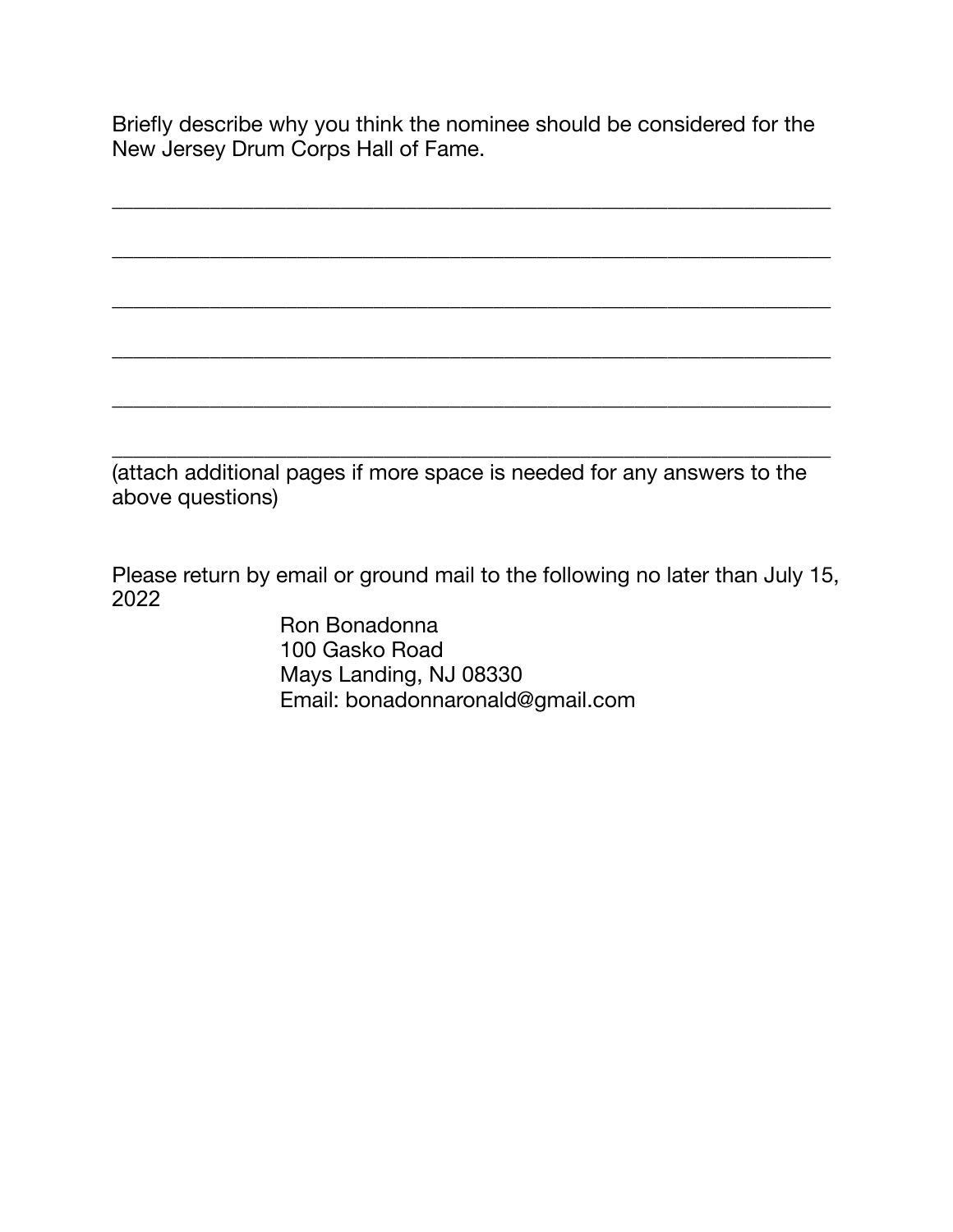Briefly describe why you think the nominee should be considered for the New Jersey Drum Corps Hall of Fame.

____________________________________________________________________

____________________________________________________________________

____________________________________________________________________

____________________________________________________________________

____________________________________________________________________

____________________________________________________________________

(attach additional pages if more space is needed for any answers to the above questions)

Please return by email or ground mail to the following no later than July 15, 2022

Ron Bonadonna  
100 Gasko Road  
Mays Landing, NJ 08330  
Email: bonadonnaronald@gmail.com